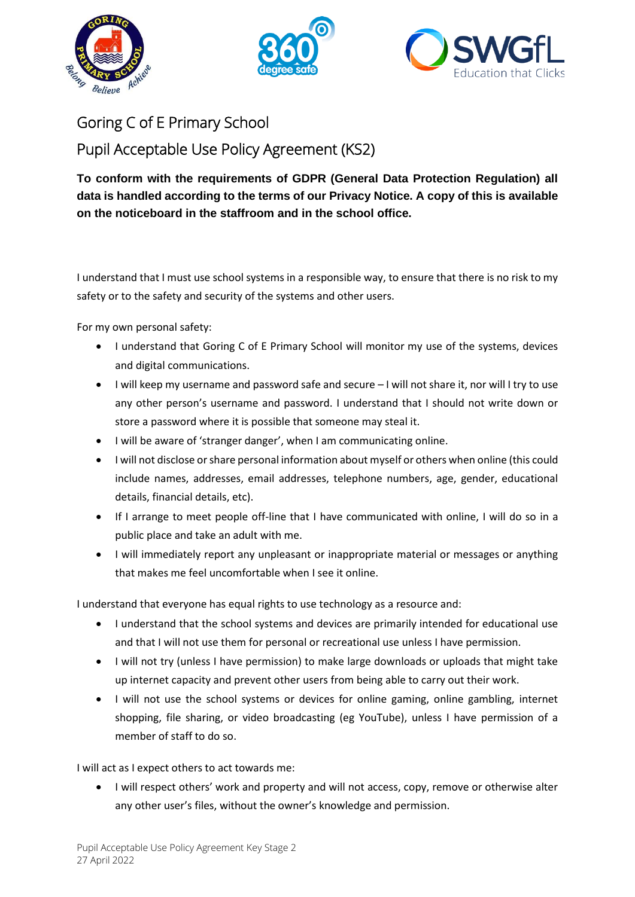# Goring C of E Primary School

## Pupil Acceptable Use Policy Agreement (KS2)

**To conform with the requirements of GDPR (General Data Protection Regulation) all data is handled according to the terms of our Privacy Notice. A copy of this is available on the noticeboard in the staffroom and in the school office.**

I understand that I must use school systems in a responsible way, to ensure that there is no risk to my safety or to the safety and security of the systems and other users.

For my own personal safety:

- I understand that Goring C of E Primary School will monitor my use of the systems, devices and digital communications.
- I will keep my username and password safe and secure – I will not share it, nor will I try to use any other person's username and password. I understand that I should not write down or store a password where it is possible that someone may steal it.
- I will be aware of 'stranger danger', when I am communicating online.
- I will not disclose or share personal information about myself or others when online (this could include names, addresses, email addresses, telephone numbers, age, gender, educational details, financial details, etc).
- If I arrange to meet people off-line that I have communicated with online, I will do so in a public place and take an adult with me.
- I will immediately report any unpleasant or inappropriate material or messages or anything that makes me feel uncomfortable when I see it online.

I understand that everyone has equal rights to use technology as a resource and:

- I understand that the school systems and devices are primarily intended for educational use and that I will not use them for personal or recreational use unless I have permission.
- I will not try (unless I have permission) to make large downloads or uploads that might take up internet capacity and prevent other users from being able to carry out their work.
- I will not use the school systems or devices for online gaming, online gambling, internet shopping, file sharing, or video broadcasting (eg YouTube), unless I have permission of a member of staff to do so.

I will act as I expect others to act towards me:

- I will respect others' work and property and will not access, copy, remove or otherwise alter any other user's files, without the owner's knowledge and permission.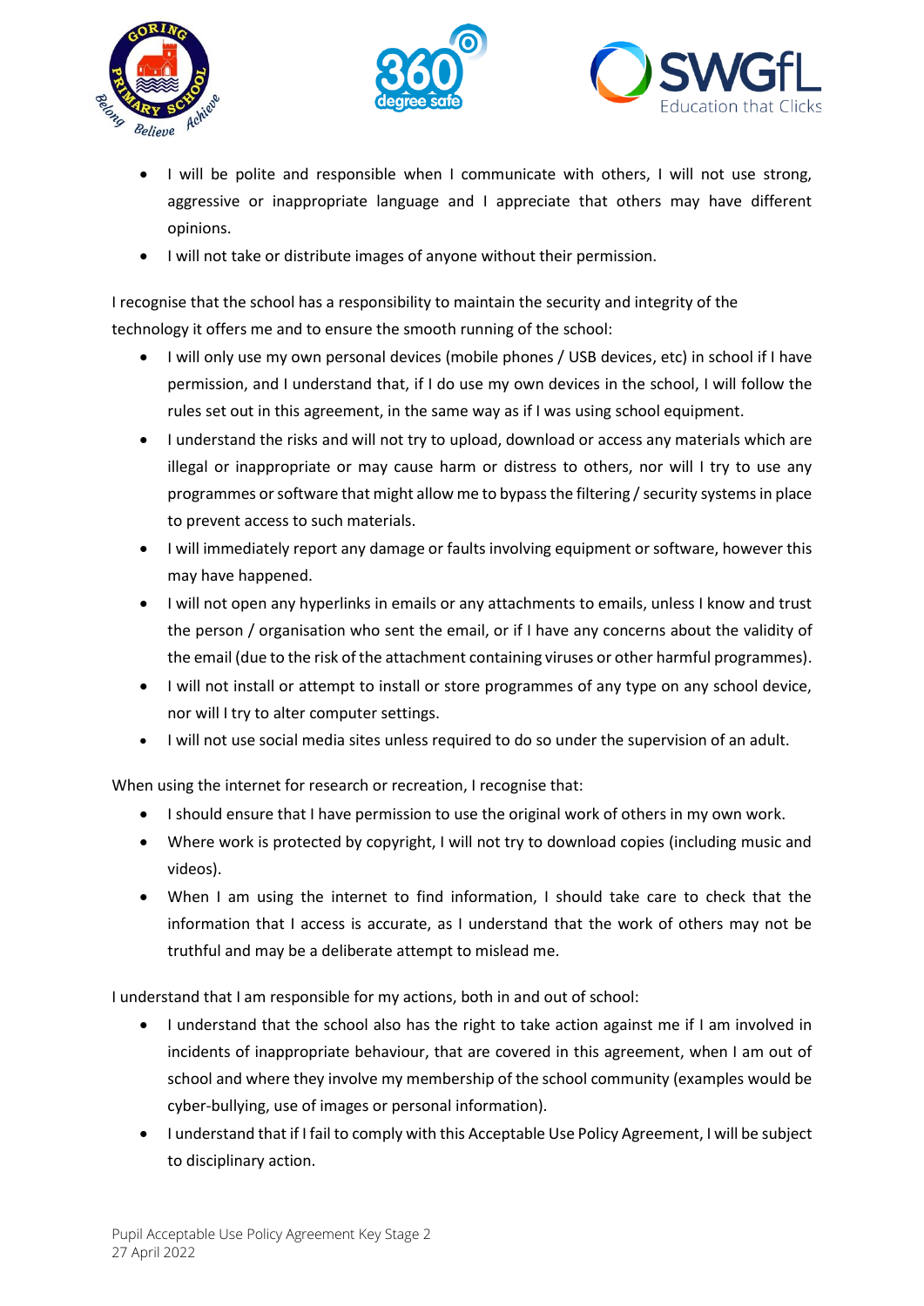- I will be polite and responsible when I communicate with others, I will not use strong, aggressive or inappropriate language and I appreciate that others may have different opinions.
- I will not take or distribute images of anyone without their permission.

I recognise that the school has a responsibility to maintain the security and integrity of the technology it offers me and to ensure the smooth running of the school:

- I will only use my own personal devices (mobile phones / USB devices, etc) in school if I have permission, and I understand that, if I do use my own devices in the school, I will follow the rules set out in this agreement, in the same way as if I was using school equipment.
- I understand the risks and will not try to upload, download or access any materials which are illegal or inappropriate or may cause harm or distress to others, nor will I try to use any programmes or software that might allow me to bypass the filtering / security systems in place to prevent access to such materials.
- I will immediately report any damage or faults involving equipment or software, however this may have happened.
- I will not open any hyperlinks in emails or any attachments to emails, unless I know and trust the person / organisation who sent the email, or if I have any concerns about the validity of the email (due to the risk of the attachment containing viruses or other harmful programmes).
- I will not install or attempt to install or store programmes of any type on any school device, nor will I try to alter computer settings.
- I will not use social media sites unless required to do so under the supervision of an adult.

When using the internet for research or recreation, I recognise that:

- I should ensure that I have permission to use the original work of others in my own work.
- Where work is protected by copyright, I will not try to download copies (including music and videos).
- When I am using the internet to find information, I should take care to check that the information that I access is accurate, as I understand that the work of others may not be truthful and may be a deliberate attempt to mislead me.

I understand that I am responsible for my actions, both in and out of school:

- I understand that the school also has the right to take action against me if I am involved in incidents of inappropriate behaviour, that are covered in this agreement, when I am out of school and where they involve my membership of the school community (examples would be cyber-bullying, use of images or personal information).
- I understand that if I fail to comply with this Acceptable Use Policy Agreement, I will be subject to disciplinary action.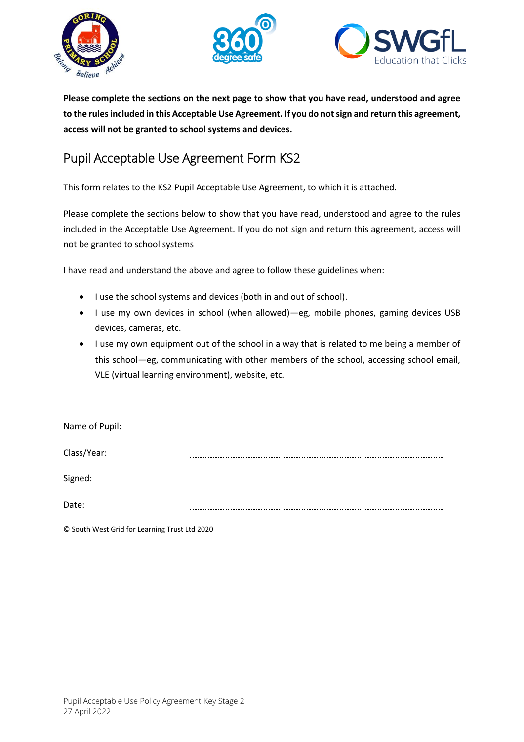**Please complete the sections on the next page to show that you have read, understood and agree to the rules included in this Acceptable Use Agreement. If you do not sign and return this agreement, access will not be granted to school systems and devices.**

## Pupil Acceptable Use Agreement Form KS2

This form relates to the KS2 Pupil Acceptable Use Agreement, to which it is attached.

Please complete the sections below to show that you have read, understood and agree to the rules included in the Acceptable Use Agreement. If you do not sign and return this agreement, access will not be granted to school systems

I have read and understand the above and agree to follow these guidelines when:

- I use the school systems and devices (both in and out of school).
- I use my own devices in school (when allowed)—eg, mobile phones, gaming devices USB devices, cameras, etc.
- I use my own equipment out of the school in a way that is related to me being a member of this school—eg, communicating with other members of the school, accessing school email, VLE (virtual learning environment), website, etc.

Name of Pupil: ..............................................................................................

Class/Year: ..............................................................................................

Signed: ..............................................................................................

Date: ..............................................................................................

© South West Grid for Learning Trust Ltd 2020

Pupil Acceptable Use Policy Agreement Key Stage 2
27 April 2022